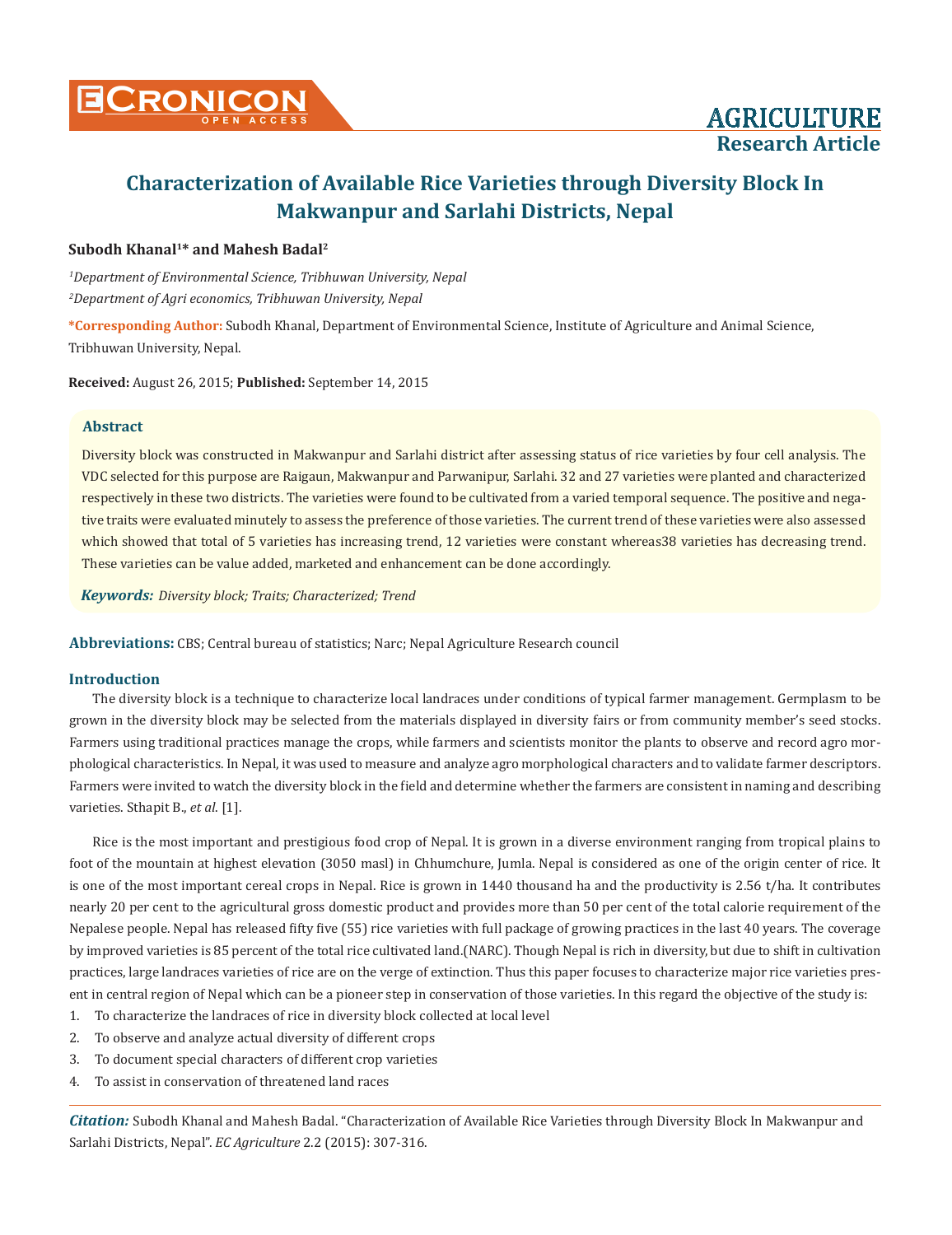# Characterization of Available Rice Varieties through Diversity Block In Makwanpur and Sarlahi Districts, Nepal

**Subodh Khanal[1]* and Mahesh Badal[2]**

*[1]Department of Environmental Science, Tribhuwan University, Nepal*

*[2]Department of Agri economics, Tribhuwan University, Nepal*

**\*Corresponding Author:** Subodh Khanal, Department of Environmental Science, Institute of Agriculture and Animal Science, Tribhuwan University, Nepal.

**Received:** August 26, 2015; **Published:** September 14, 2015

## Abstract

Diversity block was constructed in Makwanpur and Sarlahi district after assessing status of rice varieties by four cell analysis. The VDC selected for this purpose are Raigaun, Makwanpur and Parwanipur, Sarlahi. 32 and 27 varieties were planted and characterized respectively in these two districts. The varieties were found to be cultivated from a varied temporal sequence. The positive and negative traits were evaluated minutely to assess the preference of those varieties. The current trend of these varieties were also assessed which showed that total of 5 varieties has increasing trend, 12 varieties were constant whereas38 varieties has decreasing trend. These varieties can be value added, marketed and enhancement can be done accordingly.

***Keywords:*** *Diversity block; Traits; Characterized; Trend*

**Abbreviations:** CBS; Central bureau of statistics; Narc; Nepal Agriculture Research council

## Introduction

The diversity block is a technique to characterize local landraces under conditions of typical farmer management. Germplasm to be grown in the diversity block may be selected from the materials displayed in diversity fairs or from community member's seed stocks. Farmers using traditional practices manage the crops, while farmers and scientists monitor the plants to observe and record agro morphological characteristics. In Nepal, it was used to measure and analyze agro morphological characters and to validate farmer descriptors. Farmers were invited to watch the diversity block in the field and determine whether the farmers are consistent in naming and describing varieties. Sthapit B., *et al*. [1].

Rice is the most important and prestigious food crop of Nepal. It is grown in a diverse environment ranging from tropical plains to foot of the mountain at highest elevation (3050 masl) in Chhumchure, Jumla. Nepal is considered as one of the origin center of rice. It is one of the most important cereal crops in Nepal. Rice is grown in 1440 thousand ha and the productivity is 2.56 t/ha. It contributes nearly 20 per cent to the agricultural gross domestic product and provides more than 50 per cent of the total calorie requirement of the Nepalese people. Nepal has released fifty five (55) rice varieties with full package of growing practices in the last 40 years. The coverage by improved varieties is 85 percent of the total rice cultivated land.(NARC). Though Nepal is rich in diversity, but due to shift in cultivation practices, large landraces varieties of rice are on the verge of extinction. Thus this paper focuses to characterize major rice varieties present in central region of Nepal which can be a pioneer step in conservation of those varieties. In this regard the objective of the study is:

1. To characterize the landraces of rice in diversity block collected at local level
2. To observe and analyze actual diversity of different crops
3. To document special characters of different crop varieties
4. To assist in conservation of threatened land races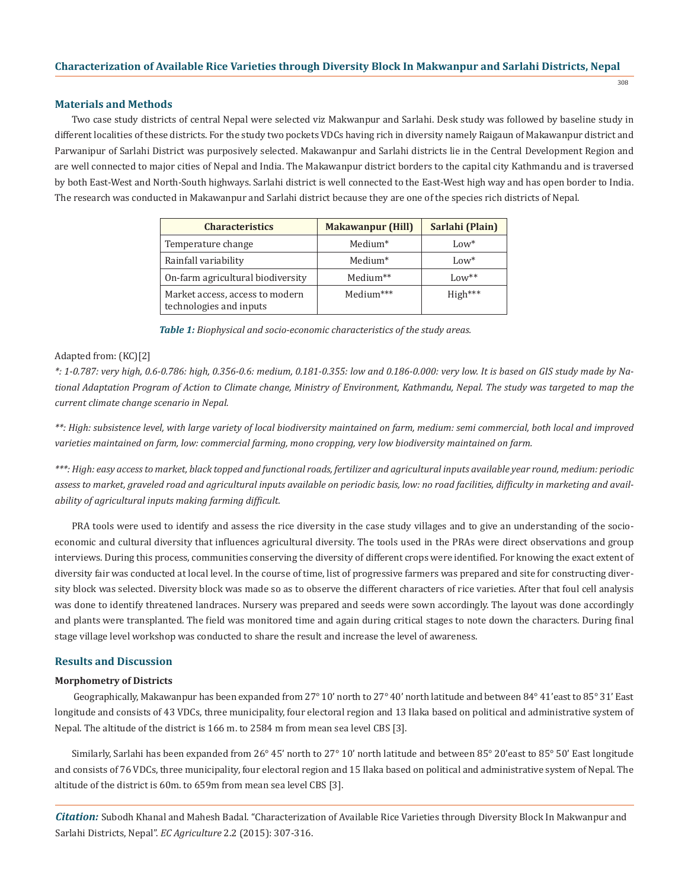## Materials and Methods

Two case study districts of central Nepal were selected viz Makwanpur and Sarlahi. Desk study was followed by baseline study in different localities of these districts. For the study two pockets VDCs having rich in diversity namely Raigaun of Makawanpur district and Parwanipur of Sarlahi District was purposively selected. Makawanpur and Sarlahi districts lie in the Central Development Region and are well connected to major cities of Nepal and India. The Makawanpur district borders to the capital city Kathmandu and is traversed by both East-West and North-South highways. Sarlahi district is well connected to the East-West high way and has open border to India. The research was conducted in Makawanpur and Sarlahi district because they are one of the species rich districts of Nepal.

| Characteristics | Makawanpur (Hill) | Sarlahi (Plain) |
|---|---|---|
| Temperature change | Medium* | Low* |
| Rainfall variability | Medium* | Low* |
| On-farm agricultural biodiversity | Medium** | Low** |
| Market access, access to modern technologies and inputs | Medium*** | High*** |

***Table 1:*** *Biophysical and socio-economic characteristics of the study areas.*

Adapted from: (KC)[2]

*\*: 1-0.787: very high, 0.6-0.786: high, 0.356-0.6: medium, 0.181-0.355: low and 0.186-0.000: very low. It is based on GIS study made by National Adaptation Program of Action to Climate change, Ministry of Environment, Kathmandu, Nepal. The study was targeted to map the current climate change scenario in Nepal.*

*\*\*: High: subsistence level, with large variety of local biodiversity maintained on farm, medium: semi commercial, both local and improved varieties maintained on farm, low: commercial farming, mono cropping, very low biodiversity maintained on farm.*

*\*\*\*: High: easy access to market, black topped and functional roads, fertilizer and agricultural inputs available year round, medium: periodic assess to market, graveled road and agricultural inputs available on periodic basis, low: no road facilities, difficulty in marketing and availability of agricultural inputs making farming difficult.*

PRA tools were used to identify and assess the rice diversity in the case study villages and to give an understanding of the socio-economic and cultural diversity that influences agricultural diversity. The tools used in the PRAs were direct observations and group interviews. During this process, communities conserving the diversity of different crops were identified. For knowing the exact extent of diversity fair was conducted at local level. In the course of time, list of progressive farmers was prepared and site for constructing diversity block was selected. Diversity block was made so as to observe the different characters of rice varieties. After that foul cell analysis was done to identify threatened landraces. Nursery was prepared and seeds were sown accordingly. The layout was done accordingly and plants were transplanted. The field was monitored time and again during critical stages to note down the characters. During final stage village level workshop was conducted to share the result and increase the level of awareness.

## Results and Discussion

### Morphometry of Districts

Geographically, Makawanpur has been expanded from 27° 10' north to 27° 40' north latitude and between 84° 41'east to 85° 31' East longitude and consists of 43 VDCs, three municipality, four electoral region and 13 Ilaka based on political and administrative system of Nepal. The altitude of the district is 166 m. to 2584 m from mean sea level CBS [3].

Similarly, Sarlahi has been expanded from 26° 45' north to 27° 10' north latitude and between 85° 20'east to 85° 50' East longitude and consists of 76 VDCs, three municipality, four electoral region and 15 Ilaka based on political and administrative system of Nepal. The altitude of the district is 60m. to 659m from mean sea level CBS [3].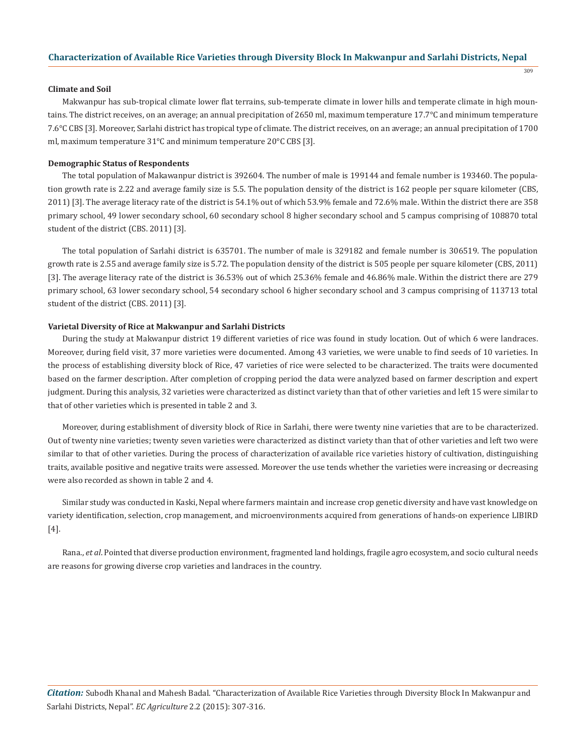**Climate and Soil**

Makwanpur has sub-tropical climate lower flat terrains, sub-temperate climate in lower hills and temperate climate in high mountains. The district receives, on an average; an annual precipitation of 2650 ml, maximum temperature 17.7°C and minimum temperature 7.6°C CBS [3]. Moreover, Sarlahi district has tropical type of climate. The district receives, on an average; an annual precipitation of 1700 ml, maximum temperature 31°C and minimum temperature 20°C CBS [3].

**Demographic Status of Respondents**

The total population of Makawanpur district is 392604. The number of male is 199144 and female number is 193460. The population growth rate is 2.22 and average family size is 5.5. The population density of the district is 162 people per square kilometer (CBS, 2011) [3]. The average literacy rate of the district is 54.1% out of which 53.9% female and 72.6% male. Within the district there are 358 primary school, 49 lower secondary school, 60 secondary school 8 higher secondary school and 5 campus comprising of 108870 total student of the district (CBS. 2011) [3].

The total population of Sarlahi district is 635701. The number of male is 329182 and female number is 306519. The population growth rate is 2.55 and average family size is 5.72. The population density of the district is 505 people per square kilometer (CBS, 2011) [3]. The average literacy rate of the district is 36.53% out of which 25.36% female and 46.86% male. Within the district there are 279 primary school, 63 lower secondary school, 54 secondary school 6 higher secondary school and 3 campus comprising of 113713 total student of the district (CBS. 2011) [3].

**Varietal Diversity of Rice at Makwanpur and Sarlahi Districts**

During the study at Makwanpur district 19 different varieties of rice was found in study location. Out of which 6 were landraces. Moreover, during field visit, 37 more varieties were documented. Among 43 varieties, we were unable to find seeds of 10 varieties. In the process of establishing diversity block of Rice, 47 varieties of rice were selected to be characterized. The traits were documented based on the farmer description. After completion of cropping period the data were analyzed based on farmer description and expert judgment. During this analysis, 32 varieties were characterized as distinct variety than that of other varieties and left 15 were similar to that of other varieties which is presented in table 2 and 3.

Moreover, during establishment of diversity block of Rice in Sarlahi, there were twenty nine varieties that are to be characterized. Out of twenty nine varieties; twenty seven varieties were characterized as distinct variety than that of other varieties and left two were similar to that of other varieties. During the process of characterization of available rice varieties history of cultivation, distinguishing traits, available positive and negative traits were assessed. Moreover the use tends whether the varieties were increasing or decreasing were also recorded as shown in table 2 and 4.

Similar study was conducted in Kaski, Nepal where farmers maintain and increase crop genetic diversity and have vast knowledge on variety identification, selection, crop management, and microenvironments acquired from generations of hands-on experience LIBIRD [4].

Rana., *et al*. Pointed that diverse production environment, fragmented land holdings, fragile agro ecosystem, and socio cultural needs are reasons for growing diverse crop varieties and landraces in the country.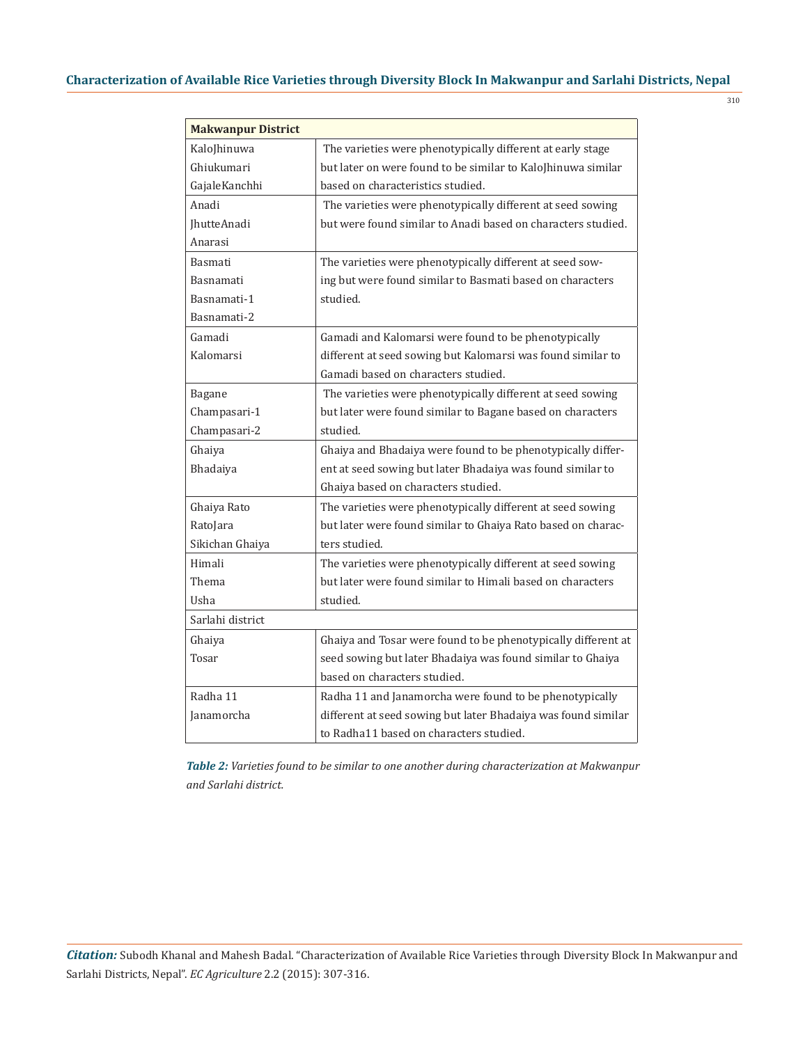| Makwanpur District | |
|---|---|
| KaloJhinuwa<br>Ghiukumari<br>GajaleKanchhi | The varieties were phenotypically different at early stage but later on were found to be similar to KaloJhinuwa similar based on characteristics studied. |
| Anadi<br>JhutteAnadi<br>Anarasi | The varieties were phenotypically different at seed sowing but were found similar to Anadi based on characters studied. |
| Basmati<br>Basnamati<br>Basnamati-1<br>Basnamati-2 | The varieties were phenotypically different at seed sowing but were found similar to Basmati based on characters studied. |
| Gamadi<br>Kalomarsi | Gamadi and Kalomarsi were found to be phenotypically different at seed sowing but Kalomarsi was found similar to Gamadi based on characters studied. |
| Bagane<br>Champasari-1<br>Champasari-2 | The varieties were phenotypically different at seed sowing but later were found similar to Bagane based on characters studied. |
| Ghaiya<br>Bhadaiya | Ghaiya and Bhadaiya were found to be phenotypically different at seed sowing but later Bhadaiya was found similar to Ghaiya based on characters studied. |
| Ghaiya Rato<br>RatoJara<br>Sikichan Ghaiya | The varieties were phenotypically different at seed sowing but later were found similar to Ghaiya Rato based on characters studied. |
| Himali<br>Thema<br>Usha | The varieties were phenotypically different at seed sowing but later were found similar to Himali based on characters studied. |
| Sarlahi district | |
| Ghaiya<br>Tosar | Ghaiya and Tosar were found to be phenotypically different at seed sowing but later Bhadaiya was found similar to Ghaiya based on characters studied. |
| Radha 11<br>Janamorcha | Radha 11 and Janamorcha were found to be phenotypically different at seed sowing but later Bhadaiya was found similar to Radha11 based on characters studied. |

***Table 2:*** *Varieties found to be similar to one another during characterization at Makwanpur and Sarlahi district.*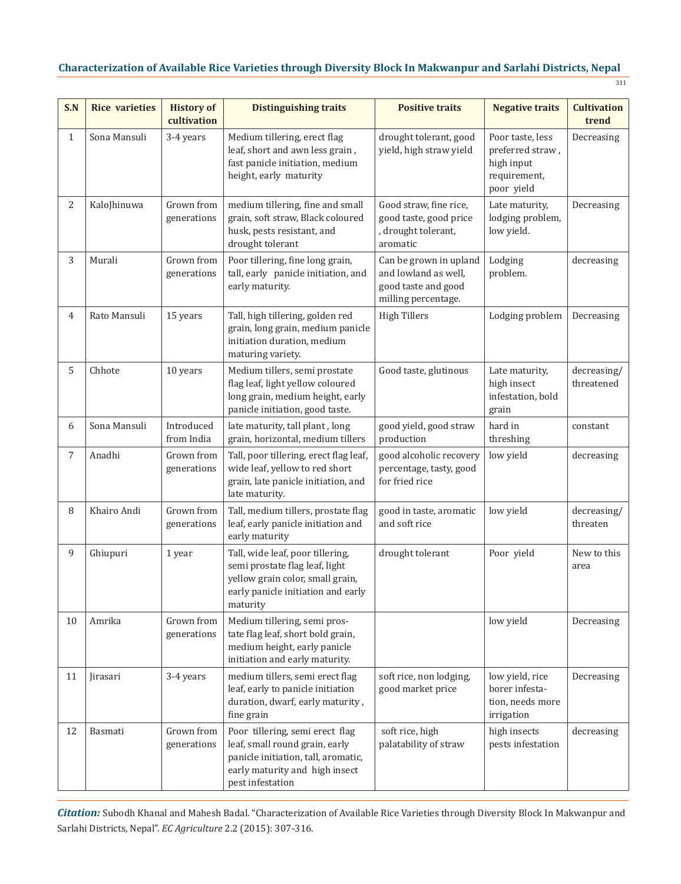| S.N | Rice varieties | History of cultivation | Distinguishing traits | Positive traits | Negative traits | Cultivation trend |
|---|---|---|---|---|---|---|
| 1 | Sona Mansuli | 3-4 years | Medium tillering, erect flag leaf, short and awn less grain , fast panicle initiation, medium height, early maturity | drought tolerant, good yield, high straw yield | Poor taste, less preferred straw , high input requirement, poor yield | Decreasing |
| 2 | KaloJhinuwa | Grown from generations | medium tillering, fine and small grain, soft straw, Black coloured husk, pests resistant, and drought tolerant | Good straw, fine rice, good taste, good price , drought tolerant, aromatic | Late maturity, lodging problem, low yield. | Decreasing |
| 3 | Murali | Grown from generations | Poor tillering, fine long grain, tall, early panicle initiation, and early maturity. | Can be grown in upland and lowland as well, good taste and good milling percentage. | Lodging problem. | decreasing |
| 4 | Rato Mansuli | 15 years | Tall, high tillering, golden red grain, long grain, medium panicle initiation duration, medium maturing variety. | High Tillers | Lodging problem | Decreasing |
| 5 | Chhote | 10 years | Medium tillers, semi prostate flag leaf, light yellow coloured long grain, medium height, early panicle initiation, good taste. | Good taste, glutinous | Late maturity, high insect infestation, bold grain | decreasing/ threatened |
| 6 | Sona Mansuli | Introduced from India | late maturity, tall plant , long grain, horizontal, medium tillers | good yield, good straw production | hard in threshing | constant |
| 7 | Anadhi | Grown from generations | Tall, poor tillering, erect flag leaf, wide leaf, yellow to red short grain, late panicle initiation, and late maturity. | good alcoholic recovery percentage, tasty, good for fried rice | low yield | decreasing |
| 8 | Khairo Andi | Grown from generations | Tall, medium tillers, prostate flag leaf, early panicle initiation and early maturity | good in taste, aromatic and soft rice | low yield | decreasing/ threaten |
| 9 | Ghiupuri | 1 year | Tall, wide leaf, poor tillering, semi prostate flag leaf, light yellow grain color, small grain, early panicle initiation and early maturity | drought tolerant | Poor yield | New to this area |
| 10 | Amrika | Grown from generations | Medium tillering, semi prostate flag leaf, short bold grain, medium height, early panicle initiation and early maturity. | | low yield | Decreasing |
| 11 | Jirasari | 3-4 years | medium tillers, semi erect flag leaf, early to panicle initiation duration, dwarf, early maturity , fine grain | soft rice, non lodging, good market price | low yield, rice borer infestation, needs more irrigation | Decreasing |
| 12 | Basmati | Grown from generations | Poor tillering, semi erect flag leaf, small round grain, early panicle initiation, tall, aromatic, early maturity and high insect pest infestation | soft rice, high palatability of straw | high insects pests infestation | decreasing |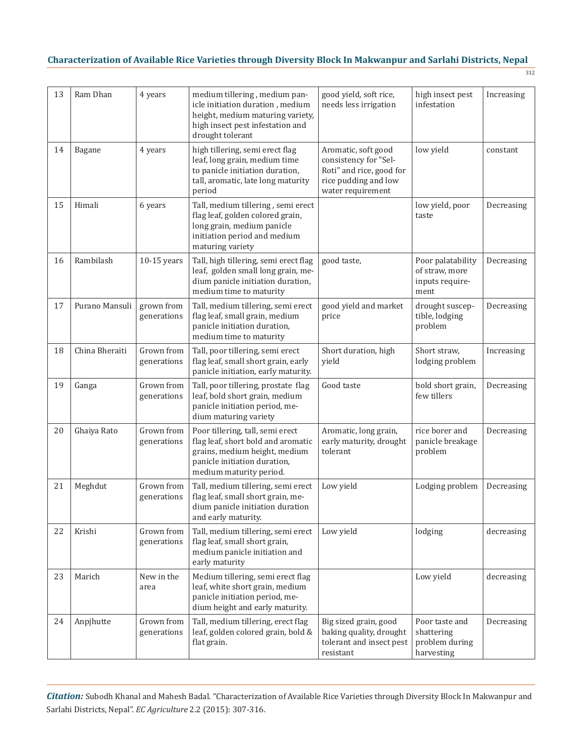| 13 | Ram Dhan | 4 years | medium tillering , medium panicle initiation duration , medium height, medium maturing variety, high insect pest infestation and drought tolerant | good yield, soft rice, needs less irrigation | high insect pest infestation | Increasing |
|---|---|---|---|---|---|---|
| 14 | Bagane | 4 years | high tillering, semi erect flag leaf, long grain, medium time to panicle initiation duration, tall, aromatic, late long maturity period | Aromatic, soft good consistency for "Sel-Roti" and rice, good for rice pudding and low water requirement | low yield | constant |
| 15 | Himali | 6 years | Tall, medium tillering , semi erect flag leaf, golden colored grain, long grain, medium panicle initiation period and medium maturing variety | | low yield, poor taste | Decreasing |
| 16 | Rambilash | 10-15 years | Tall, high tillering, semi erect flag leaf, golden small long grain, medium panicle initiation duration, medium time to maturity | good taste, | Poor palatability of straw, more inputs requirement | Decreasing |
| 17 | Purano Mansuli | grown from generations | Tall, medium tillering, semi erect flag leaf, small grain, medium panicle initiation duration, medium time to maturity | good yield and market price | drought susceptible, lodging problem | Decreasing |
| 18 | China Bheraiti | Grown from generations | Tall, poor tillering, semi erect flag leaf, small short grain, early panicle initiation, early maturity. | Short duration, high yield | Short straw, lodging problem | Increasing |
| 19 | Ganga | Grown from generations | Tall, poor tillering, prostate flag leaf, bold short grain, medium panicle initiation period, medium maturing variety | Good taste | bold short grain, few tillers | Decreasing |
| 20 | Ghaiya Rato | Grown from generations | Poor tillering, tall, semi erect flag leaf, short bold and aromatic grains, medium height, medium panicle initiation duration, medium maturity period. | Aromatic, long grain, early maturity, drought tolerant | rice borer and panicle breakage problem | Decreasing |
| 21 | Meghdut | Grown from generations | Tall, medium tillering, semi erect flag leaf, small short grain, medium panicle initiation duration and early maturity. | Low yield | Lodging problem | Decreasing |
| 22 | Krishi | Grown from generations | Tall, medium tillering, semi erect flag leaf, small short grain, medium panicle initiation and early maturity | Low yield | lodging | decreasing |
| 23 | Marich | New in the area | Medium tillering, semi erect flag leaf, white short grain, medium panicle initiation period, medium height and early maturity. | | Low yield | decreasing |
| 24 | Anpjhutte | Grown from generations | Tall, medium tillering, erect flag leaf, golden colored grain, bold & flat grain. | Big sized grain, good baking quality, drought tolerant and insect pest resistant | Poor taste and shattering problem during harvesting | Decreasing |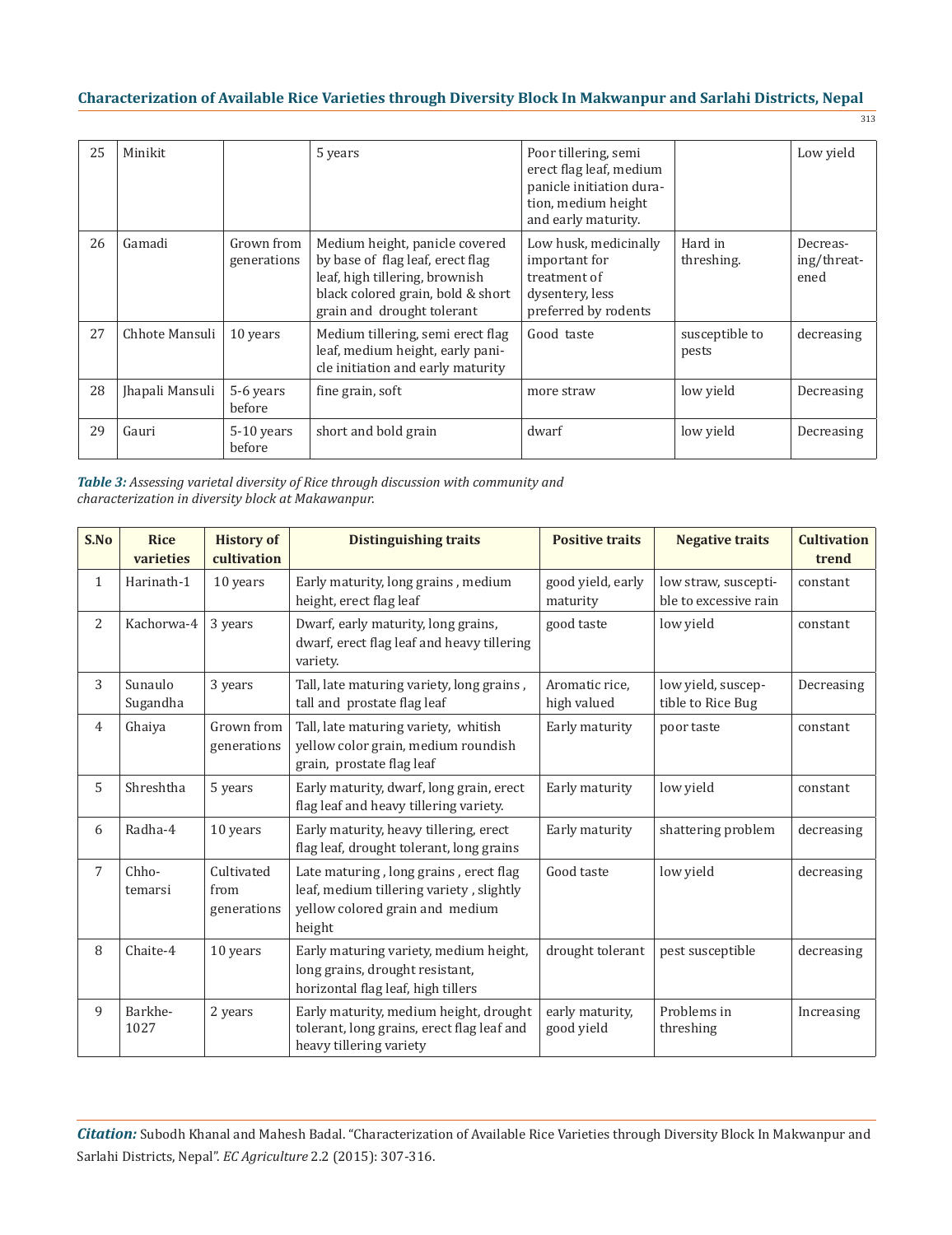| 25 | Minikit | | 5 years | Poor tillering, semi erect flag leaf, medium panicle initiation duration, medium height and early maturity. | | Low yield |
|---|---|---|---|---|---|---|
| 26 | Gamadi | Grown from generations | Medium height, panicle covered by base of flag leaf, erect flag leaf, high tillering, brownish black colored grain, bold & short grain and drought tolerant | Low husk, medicinally important for treatment of dysentery, less preferred by rodents | Hard in threshing. | Decreasing/threatened |
| 27 | Chhote Mansuli | 10 years | Medium tillering, semi erect flag leaf, medium height, early panicle initiation and early maturity | Good taste | susceptible to pests | decreasing |
| 28 | Jhapali Mansuli | 5-6 years before | fine grain, soft | more straw | low yield | Decreasing |
| 29 | Gauri | 5-10 years before | short and bold grain | dwarf | low yield | Decreasing |

***Table 3:*** *Assessing varietal diversity of Rice through discussion with community and characterization in diversity block at Makawanpur.*

| S.No | Rice varieties | History of cultivation | Distinguishing traits | Positive traits | Negative traits | Cultivation trend |
|---|---|---|---|---|---|---|
| 1 | Harinath-1 | 10 years | Early maturity, long grains , medium height, erect flag leaf | good yield, early maturity | low straw, susceptible to excessive rain | constant |
| 2 | Kachorwa-4 | 3 years | Dwarf, early maturity, long grains, dwarf, erect flag leaf and heavy tillering variety. | good taste | low yield | constant |
| 3 | Sunaulo Sugandha | 3 years | Tall, late maturing variety, long grains , tall and prostate flag leaf | Aromatic rice, high valued | low yield, susceptible to Rice Bug | Decreasing |
| 4 | Ghaiya | Grown from generations | Tall, late maturing variety, whitish yellow color grain, medium roundish grain, prostate flag leaf | Early maturity | poor taste | constant |
| 5 | Shreshtha | 5 years | Early maturity, dwarf, long grain, erect flag leaf and heavy tillering variety. | Early maturity | low yield | constant |
| 6 | Radha-4 | 10 years | Early maturity, heavy tillering, erect flag leaf, drought tolerant, long grains | Early maturity | shattering problem | decreasing |
| 7 | Chhotemarsi | Cultivated from generations | Late maturing , long grains , erect flag leaf, medium tillering variety , slightly yellow colored grain and medium height | Good taste | low yield | decreasing |
| 8 | Chaite-4 | 10 years | Early maturing variety, medium height, long grains, drought resistant, horizontal flag leaf, high tillers | drought tolerant | pest susceptible | decreasing |
| 9 | Barkhe-1027 | 2 years | Early maturity, medium height, drought tolerant, long grains, erect flag leaf and heavy tillering variety | early maturity, good yield | Problems in threshing | Increasing |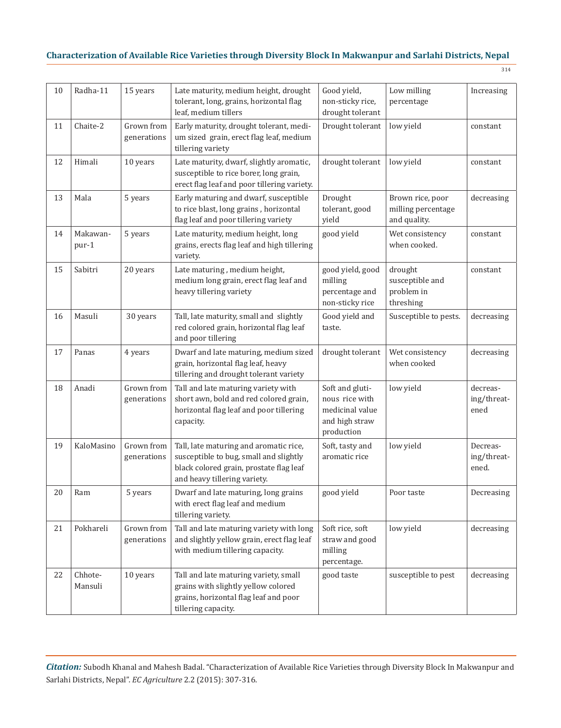| 10 | Radha-11 | 15 years | Late maturity, medium height, drought tolerant, long, grains, horizontal flag leaf, medium tillers | Good yield, non-sticky rice, drought tolerant | Low milling percentage | Increasing |
|---|---|---|---|---|---|---|
| 11 | Chaite-2 | Grown from generations | Early maturity, drought tolerant, medium sized grain, erect flag leaf, medium tillering variety | Drought tolerant | low yield | constant |
| 12 | Himali | 10 years | Late maturity, dwarf, slightly aromatic, susceptible to rice borer, long grain, erect flag leaf and poor tillering variety. | drought tolerant | low yield | constant |
| 13 | Mala | 5 years | Early maturing and dwarf, susceptible to rice blast, long grains , horizontal flag leaf and poor tillering variety | Drought tolerant, good yield | Brown rice, poor milling percentage and quality. | decreasing |
| 14 | Makawanpur-1 | 5 years | Late maturity, medium height, long grains, erects flag leaf and high tillering variety. | good yield | Wet consistency when cooked. | constant |
| 15 | Sabitri | 20 years | Late maturing , medium height, medium long grain, erect flag leaf and heavy tillering variety | good yield, good milling percentage and non-sticky rice | drought susceptible and problem in threshing | constant |
| 16 | Masuli | 30 years | Tall, late maturity, small and slightly red colored grain, horizontal flag leaf and poor tillering | Good yield and taste. | Susceptible to pests. | decreasing |
| 17 | Panas | 4 years | Dwarf and late maturing, medium sized grain, horizontal flag leaf, heavy tillering and drought tolerant variety | drought tolerant | Wet consistency when cooked | decreasing |
| 18 | Anadi | Grown from generations | Tall and late maturing variety with short awn, bold and red colored grain, horizontal flag leaf and poor tillering capacity. | Soft and glutinous rice with medicinal value and high straw production | low yield | decreasing/threatened |
| 19 | KaloMasino | Grown from generations | Tall, late maturing and aromatic rice, susceptible to bug, small and slightly black colored grain, prostate flag leaf and heavy tillering variety. | Soft, tasty and aromatic rice | low yield | Decreasing/threatened. |
| 20 | Ram | 5 years | Dwarf and late maturing, long grains with erect flag leaf and medium tillering variety. | good yield | Poor taste | Decreasing |
| 21 | Pokhareli | Grown from generations | Tall and late maturing variety with long and slightly yellow grain, erect flag leaf with medium tillering capacity. | Soft rice, soft straw and good milling percentage. | low yield | decreasing |
| 22 | Chhote-Mansuli | 10 years | Tall and late maturing variety, small grains with slightly yellow colored grains, horizontal flag leaf and poor tillering capacity. | good taste | susceptible to pest | decreasing |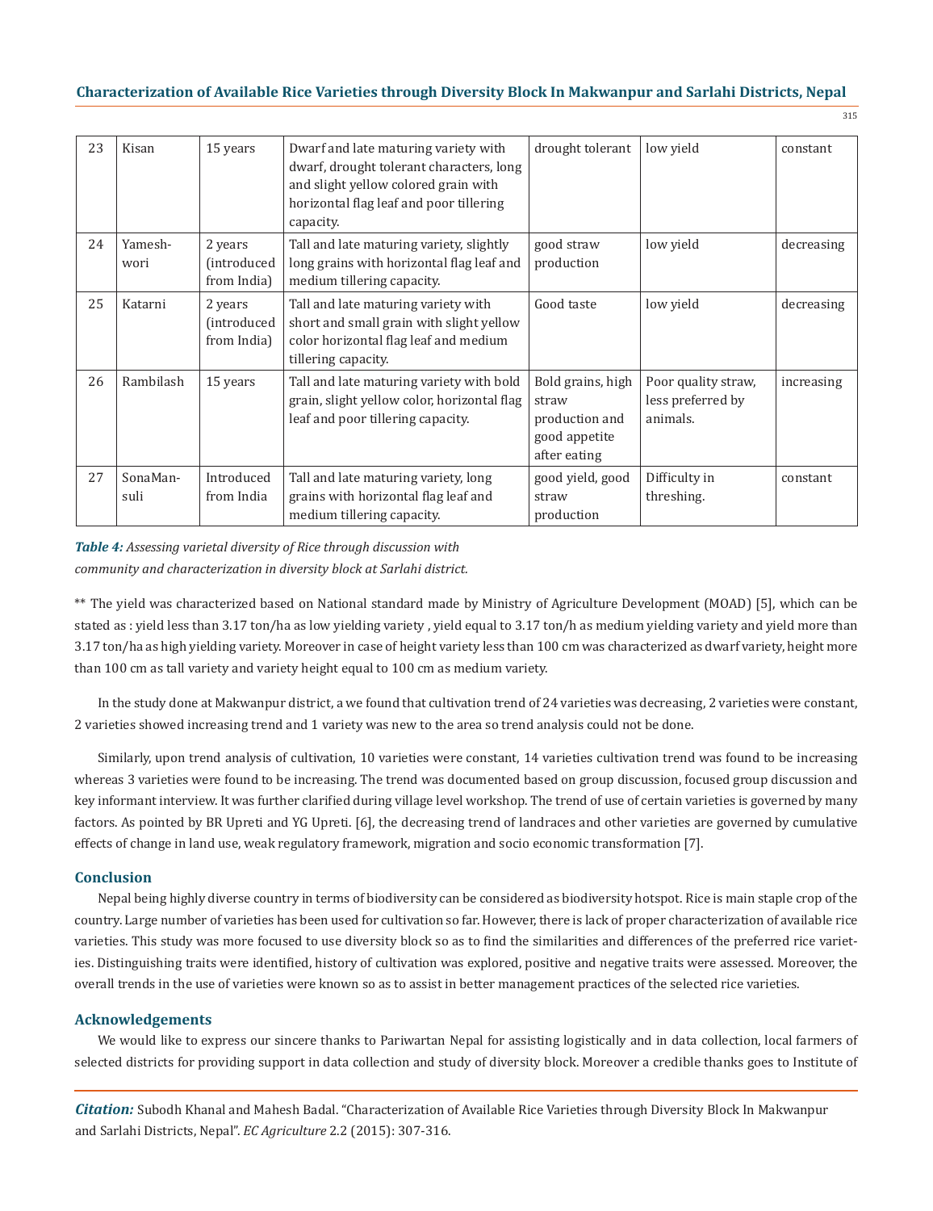| 23 | Kisan | 15 years | Dwarf and late maturing variety with dwarf, drought tolerant characters, long and slight yellow colored grain with horizontal flag leaf and poor tillering capacity. | drought tolerant | low yield | constant |
|---|---|---|---|---|---|---|
| 24 | Yamesh-wori | 2 years (introduced from India) | Tall and late maturing variety, slightly long grains with horizontal flag leaf and medium tillering capacity. | good straw production | low yield | decreasing |
| 25 | Katarni | 2 years (introduced from India) | Tall and late maturing variety with short and small grain with slight yellow color horizontal flag leaf and medium tillering capacity. | Good taste | low yield | decreasing |
| 26 | Rambilash | 15 years | Tall and late maturing variety with bold grain, slight yellow color, horizontal flag leaf and poor tillering capacity. | Bold grains, high straw production and good appetite after eating | Poor quality straw, less preferred by animals. | increasing |
| 27 | SonaMan-suli | Introduced from India | Tall and late maturing variety, long grains with horizontal flag leaf and medium tillering capacity. | good yield, good straw production | Difficulty in threshing. | constant |

***Table 4:*** *Assessing varietal diversity of Rice through discussion with community and characterization in diversity block at Sarlahi district.*

** The yield was characterized based on National standard made by Ministry of Agriculture Development (MOAD) [5], which can be stated as : yield less than 3.17 ton/ha as low yielding variety , yield equal to 3.17 ton/h as medium yielding variety and yield more than 3.17 ton/ha as high yielding variety. Moreover in case of height variety less than 100 cm was characterized as dwarf variety, height more than 100 cm as tall variety and variety height equal to 100 cm as medium variety.

In the study done at Makwanpur district, a we found that cultivation trend of 24 varieties was decreasing, 2 varieties were constant, 2 varieties showed increasing trend and 1 variety was new to the area so trend analysis could not be done.

Similarly, upon trend analysis of cultivation, 10 varieties were constant, 14 varieties cultivation trend was found to be increasing whereas 3 varieties were found to be increasing. The trend was documented based on group discussion, focused group discussion and key informant interview. It was further clarified during village level workshop. The trend of use of certain varieties is governed by many factors. As pointed by BR Upreti and YG Upreti. [6], the decreasing trend of landraces and other varieties are governed by cumulative effects of change in land use, weak regulatory framework, migration and socio economic transformation [7].

## Conclusion

Nepal being highly diverse country in terms of biodiversity can be considered as biodiversity hotspot. Rice is main staple crop of the country. Large number of varieties has been used for cultivation so far. However, there is lack of proper characterization of available rice varieties. This study was more focused to use diversity block so as to find the similarities and differences of the preferred rice varieties. Distinguishing traits were identified, history of cultivation was explored, positive and negative traits were assessed. Moreover, the overall trends in the use of varieties were known so as to assist in better management practices of the selected rice varieties.

## Acknowledgements

We would like to express our sincere thanks to Pariwartan Nepal for assisting logistically and in data collection, local farmers of selected districts for providing support in data collection and study of diversity block. Moreover a credible thanks goes to Institute of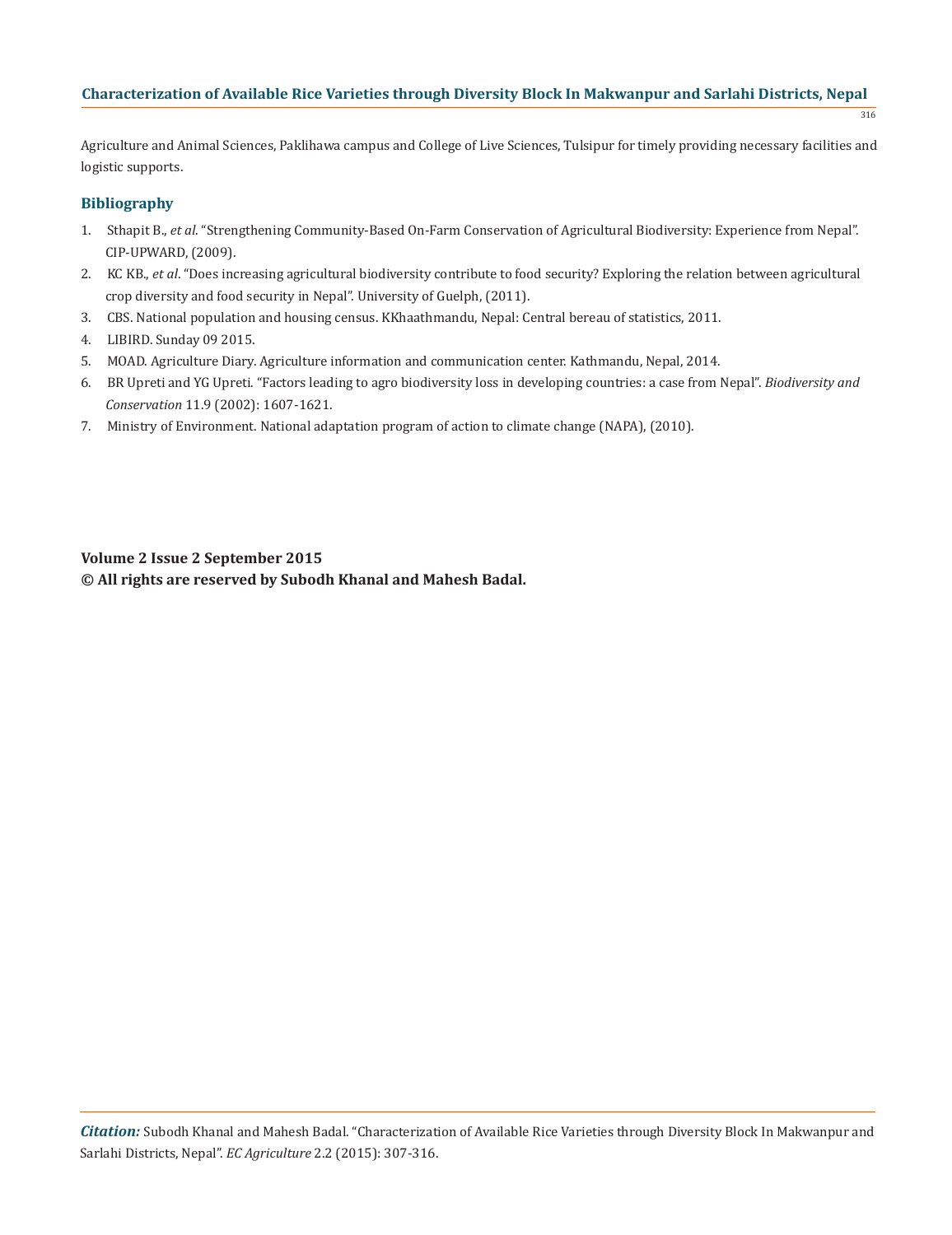Agriculture and Animal Sciences, Paklihawa campus and College of Live Sciences, Tulsipur for timely providing necessary facilities and logistic supports.

## Bibliography

1. Sthapit B., *et al*. "Strengthening Community-Based On-Farm Conservation of Agricultural Biodiversity: Experience from Nepal". CIP-UPWARD, (2009).
2. KC KB., *et al*. "Does increasing agricultural biodiversity contribute to food security? Exploring the relation between agricultural crop diversity and food security in Nepal". University of Guelph, (2011).
3. CBS. National population and housing census. KKhaathmandu, Nepal: Central bereau of statistics, 2011.
4. LIBIRD. Sunday 09 2015.
5. MOAD. Agriculture Diary. Agriculture information and communication center. Kathmandu, Nepal, 2014.
6. BR Upreti and YG Upreti. "Factors leading to agro biodiversity loss in developing countries: a case from Nepal". *Biodiversity and Conservation* 11.9 (2002): 1607-1621.
7. Ministry of Environment. National adaptation program of action to climate change (NAPA), (2010).

**Volume 2 Issue 2 September 2015**
**© All rights are reserved by Subodh Khanal and Mahesh Badal.**